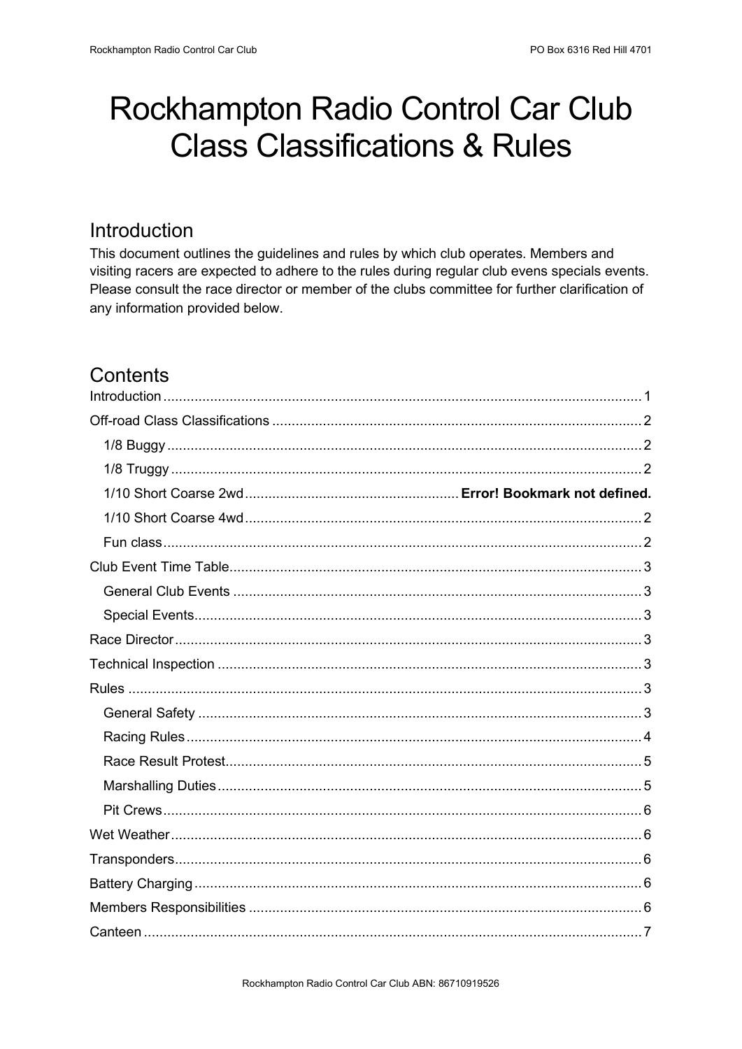# Rockhampton Radio Control Car Club Class Classifications & Rules

## Introduction

This document outlines the guidelines and rules by which club operates. Members and visiting racers are expected to adhere to the rules during regular club evens specials events. Please consult the race director or member of the clubs committee for further clarification of any information provided below.

## Contents

Introduction ........................................................ 1
Off-road Class Classifications ........................................................ 2
  1/8 Buggy ........................................................ 2
  1/8 Truggy ........................................................ 2
  1/10 Short Coarse 2wd ........................................................ **Error! Bookmark not defined.**
  1/10 Short Coarse 4wd ........................................................ 2
  Fun class ........................................................ 2
Club Event Time Table ........................................................ 3
  General Club Events ........................................................ 3
  Special Events ........................................................ 3
Race Director ........................................................ 3
Technical Inspection ........................................................ 3
Rules ........................................................ 3
  General Safety ........................................................ 3
  Racing Rules ........................................................ 4
  Race Result Protest ........................................................ 5
  Marshalling Duties ........................................................ 5
  Pit Crews ........................................................ 6
Wet Weather ........................................................ 6
Transponders ........................................................ 6
Battery Charging ........................................................ 6
Members Responsibilities ........................................................ 6
Canteen ........................................................ 7

Rockhampton Radio Control Car Club ABN: 86710919526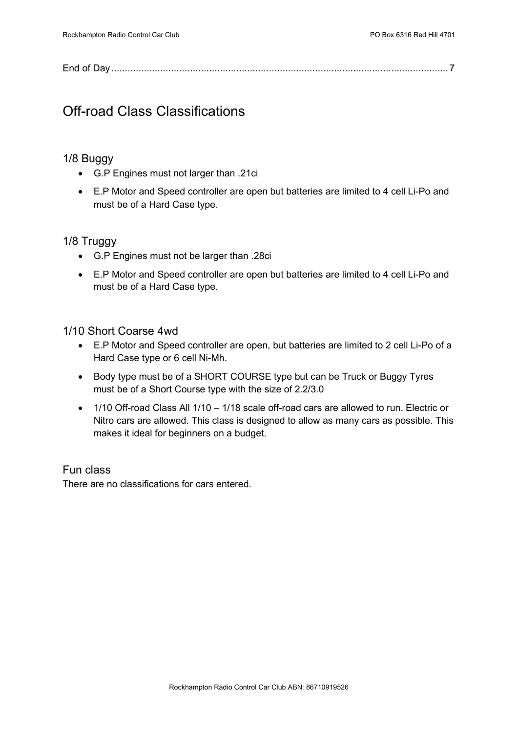End of Day ........................................................................................................................ 7

# Off-road Class Classifications

## 1/8 Buggy

- G.P Engines must not larger than .21ci
- E.P Motor and Speed controller are open but batteries are limited to 4 cell Li-Po and must be of a Hard Case type.

## 1/8 Truggy

- G.P Engines must not be larger than .28ci
- E.P Motor and Speed controller are open but batteries are limited to 4 cell Li-Po and must be of a Hard Case type.

## 1/10 Short Coarse 4wd

- E.P Motor and Speed controller are open, but batteries are limited to 2 cell Li-Po of a Hard Case type or 6 cell Ni-Mh.
- Body type must be of a SHORT COURSE type but can be Truck or Buggy Tyres must be of a Short Course type with the size of 2.2/3.0
- 1/10 Off-road Class All 1/10 – 1/18 scale off-road cars are allowed to run. Electric or Nitro cars are allowed. This class is designed to allow as many cars as possible. This makes it ideal for beginners on a budget.

## Fun class

There are no classifications for cars entered.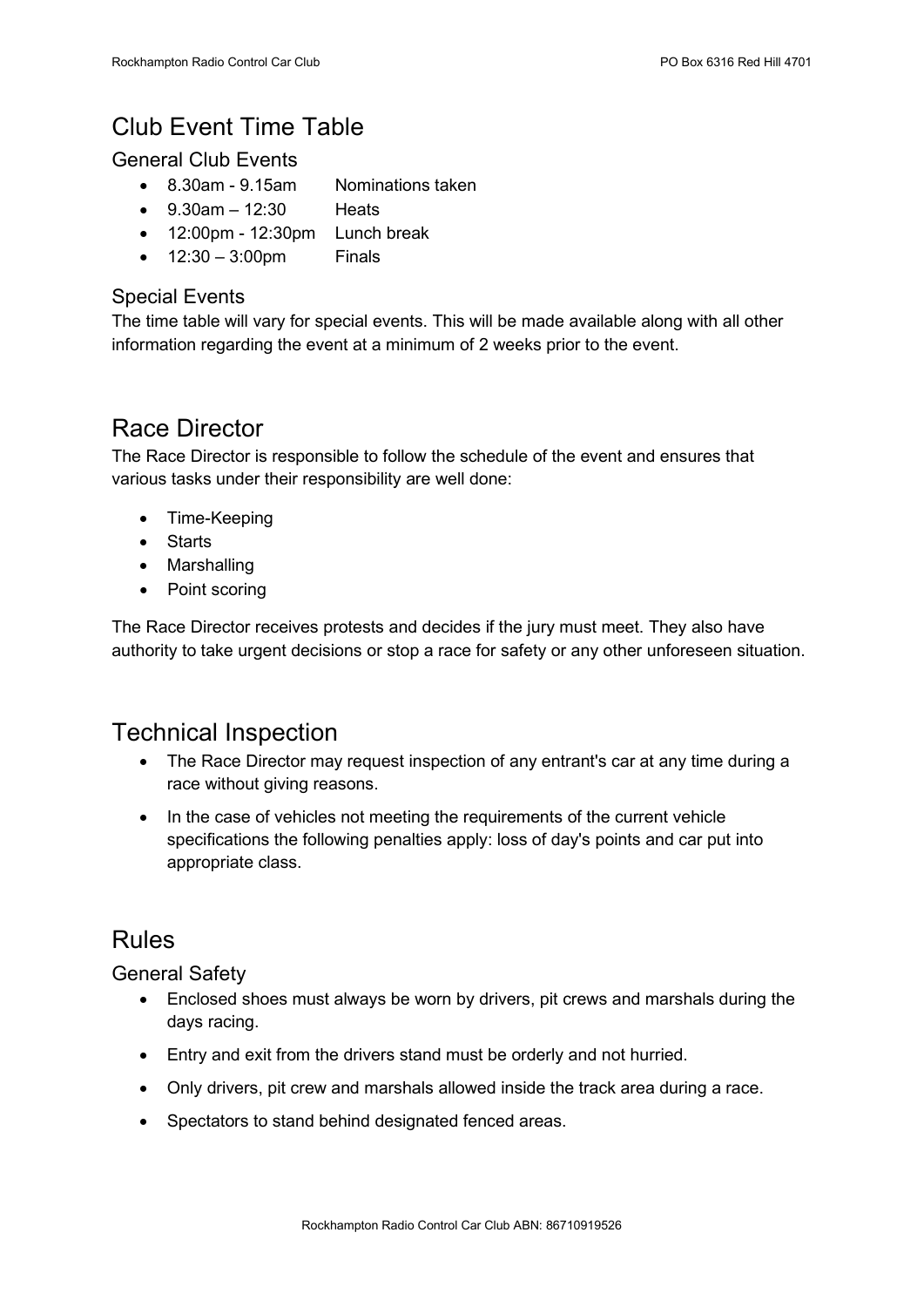# Club Event Time Table

## General Club Events

- 8.30am - 9.15am Nominations taken
- 9.30am – 12:30 Heats
- 12:00pm - 12:30pm Lunch break
- 12:30 – 3:00pm Finals

## Special Events

The time table will vary for special events. This will be made available along with all other information regarding the event at a minimum of 2 weeks prior to the event.

# Race Director

The Race Director is responsible to follow the schedule of the event and ensures that various tasks under their responsibility are well done:

- Time-Keeping
- Starts
- Marshalling
- Point scoring

The Race Director receives protests and decides if the jury must meet. They also have authority to take urgent decisions or stop a race for safety or any other unforeseen situation.

# Technical Inspection

- The Race Director may request inspection of any entrant's car at any time during a race without giving reasons.
- In the case of vehicles not meeting the requirements of the current vehicle specifications the following penalties apply: loss of day's points and car put into appropriate class.

# Rules

## General Safety

- Enclosed shoes must always be worn by drivers, pit crews and marshals during the days racing.
- Entry and exit from the drivers stand must be orderly and not hurried.
- Only drivers, pit crew and marshals allowed inside the track area during a race.
- Spectators to stand behind designated fenced areas.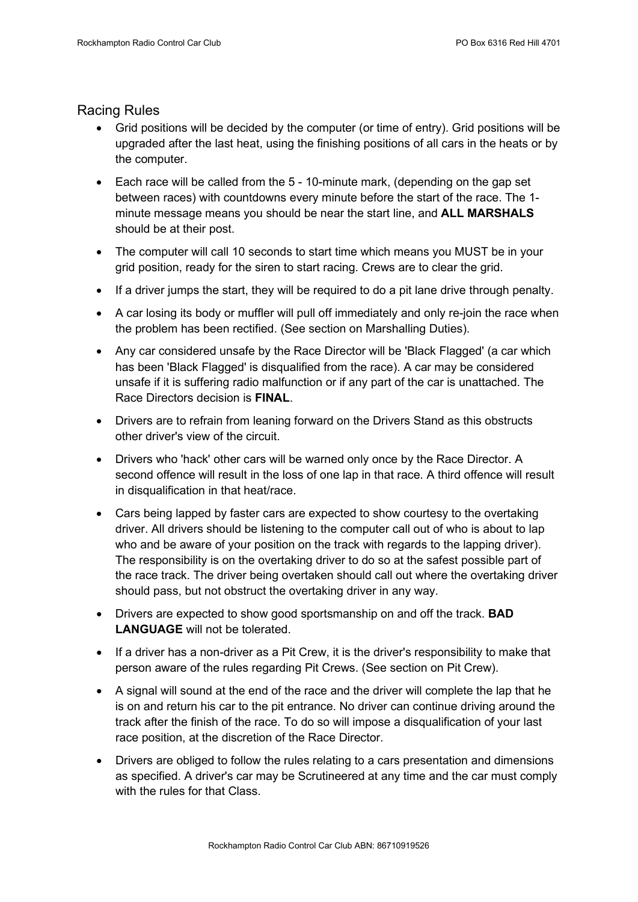## Racing Rules

- Grid positions will be decided by the computer (or time of entry). Grid positions will be upgraded after the last heat, using the finishing positions of all cars in the heats or by the computer.
- Each race will be called from the 5 - 10-minute mark, (depending on the gap set between races) with countdowns every minute before the start of the race. The 1-minute message means you should be near the start line, and **ALL MARSHALS** should be at their post.
- The computer will call 10 seconds to start time which means you MUST be in your grid position, ready for the siren to start racing. Crews are to clear the grid.
- If a driver jumps the start, they will be required to do a pit lane drive through penalty.
- A car losing its body or muffler will pull off immediately and only re-join the race when the problem has been rectified. (See section on Marshalling Duties).
- Any car considered unsafe by the Race Director will be 'Black Flagged' (a car which has been 'Black Flagged' is disqualified from the race). A car may be considered unsafe if it is suffering radio malfunction or if any part of the car is unattached. The Race Directors decision is **FINAL**.
- Drivers are to refrain from leaning forward on the Drivers Stand as this obstructs other driver's view of the circuit.
- Drivers who 'hack' other cars will be warned only once by the Race Director. A second offence will result in the loss of one lap in that race. A third offence will result in disqualification in that heat/race.
- Cars being lapped by faster cars are expected to show courtesy to the overtaking driver. All drivers should be listening to the computer call out of who is about to lap who and be aware of your position on the track with regards to the lapping driver). The responsibility is on the overtaking driver to do so at the safest possible part of the race track. The driver being overtaken should call out where the overtaking driver should pass, but not obstruct the overtaking driver in any way.
- Drivers are expected to show good sportsmanship on and off the track. **BAD LANGUAGE** will not be tolerated.
- If a driver has a non-driver as a Pit Crew, it is the driver's responsibility to make that person aware of the rules regarding Pit Crews. (See section on Pit Crew).
- A signal will sound at the end of the race and the driver will complete the lap that he is on and return his car to the pit entrance. No driver can continue driving around the track after the finish of the race. To do so will impose a disqualification of your last race position, at the discretion of the Race Director.
- Drivers are obliged to follow the rules relating to a cars presentation and dimensions as specified. A driver's car may be Scrutineered at any time and the car must comply with the rules for that Class.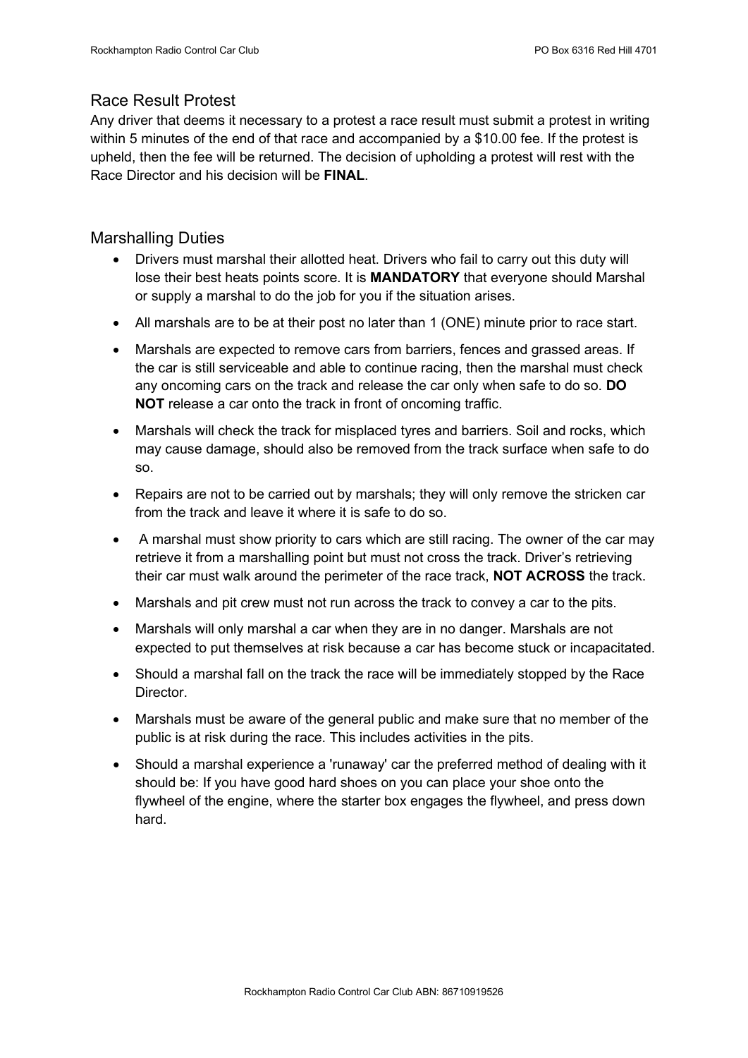## Race Result Protest

Any driver that deems it necessary to a protest a race result must submit a protest in writing within 5 minutes of the end of that race and accompanied by a $10.00 fee. If the protest is upheld, then the fee will be returned. The decision of upholding a protest will rest with the Race Director and his decision will be **FINAL**.

## Marshalling Duties

- Drivers must marshal their allotted heat. Drivers who fail to carry out this duty will lose their best heats points score. It is **MANDATORY** that everyone should Marshal or supply a marshal to do the job for you if the situation arises.
- All marshals are to be at their post no later than 1 (ONE) minute prior to race start.
- Marshals are expected to remove cars from barriers, fences and grassed areas. If the car is still serviceable and able to continue racing, then the marshal must check any oncoming cars on the track and release the car only when safe to do so. **DO NOT** release a car onto the track in front of oncoming traffic.
- Marshals will check the track for misplaced tyres and barriers. Soil and rocks, which may cause damage, should also be removed from the track surface when safe to do so.
- Repairs are not to be carried out by marshals; they will only remove the stricken car from the track and leave it where it is safe to do so.
- A marshal must show priority to cars which are still racing. The owner of the car may retrieve it from a marshalling point but must not cross the track. Driver's retrieving their car must walk around the perimeter of the race track, **NOT ACROSS** the track.
- Marshals and pit crew must not run across the track to convey a car to the pits.
- Marshals will only marshal a car when they are in no danger. Marshals are not expected to put themselves at risk because a car has become stuck or incapacitated.
- Should a marshal fall on the track the race will be immediately stopped by the Race Director.
- Marshals must be aware of the general public and make sure that no member of the public is at risk during the race. This includes activities in the pits.
- Should a marshal experience a 'runaway' car the preferred method of dealing with it should be: If you have good hard shoes on you can place your shoe onto the flywheel of the engine, where the starter box engages the flywheel, and press down hard.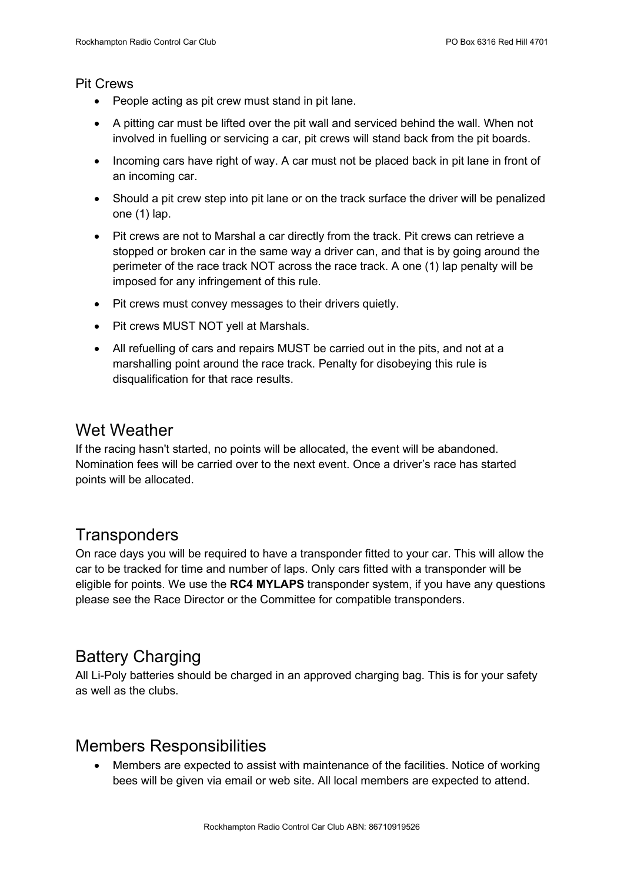### Pit Crews

- People acting as pit crew must stand in pit lane.
- A pitting car must be lifted over the pit wall and serviced behind the wall. When not involved in fuelling or servicing a car, pit crews will stand back from the pit boards.
- Incoming cars have right of way. A car must not be placed back in pit lane in front of an incoming car.
- Should a pit crew step into pit lane or on the track surface the driver will be penalized one (1) lap.
- Pit crews are not to Marshal a car directly from the track. Pit crews can retrieve a stopped or broken car in the same way a driver can, and that is by going around the perimeter of the race track NOT across the race track. A one (1) lap penalty will be imposed for any infringement of this rule.
- Pit crews must convey messages to their drivers quietly.
- Pit crews MUST NOT yell at Marshals.
- All refuelling of cars and repairs MUST be carried out in the pits, and not at a marshalling point around the race track. Penalty for disobeying this rule is disqualification for that race results.

## Wet Weather

If the racing hasn't started, no points will be allocated, the event will be abandoned. Nomination fees will be carried over to the next event. Once a driver's race has started points will be allocated.

## Transponders

On race days you will be required to have a transponder fitted to your car. This will allow the car to be tracked for time and number of laps. Only cars fitted with a transponder will be eligible for points. We use the **RC4 MYLAPS** transponder system, if you have any questions please see the Race Director or the Committee for compatible transponders.

## Battery Charging

All Li-Poly batteries should be charged in an approved charging bag. This is for your safety as well as the clubs.

## Members Responsibilities

- Members are expected to assist with maintenance of the facilities. Notice of working bees will be given via email or web site. All local members are expected to attend.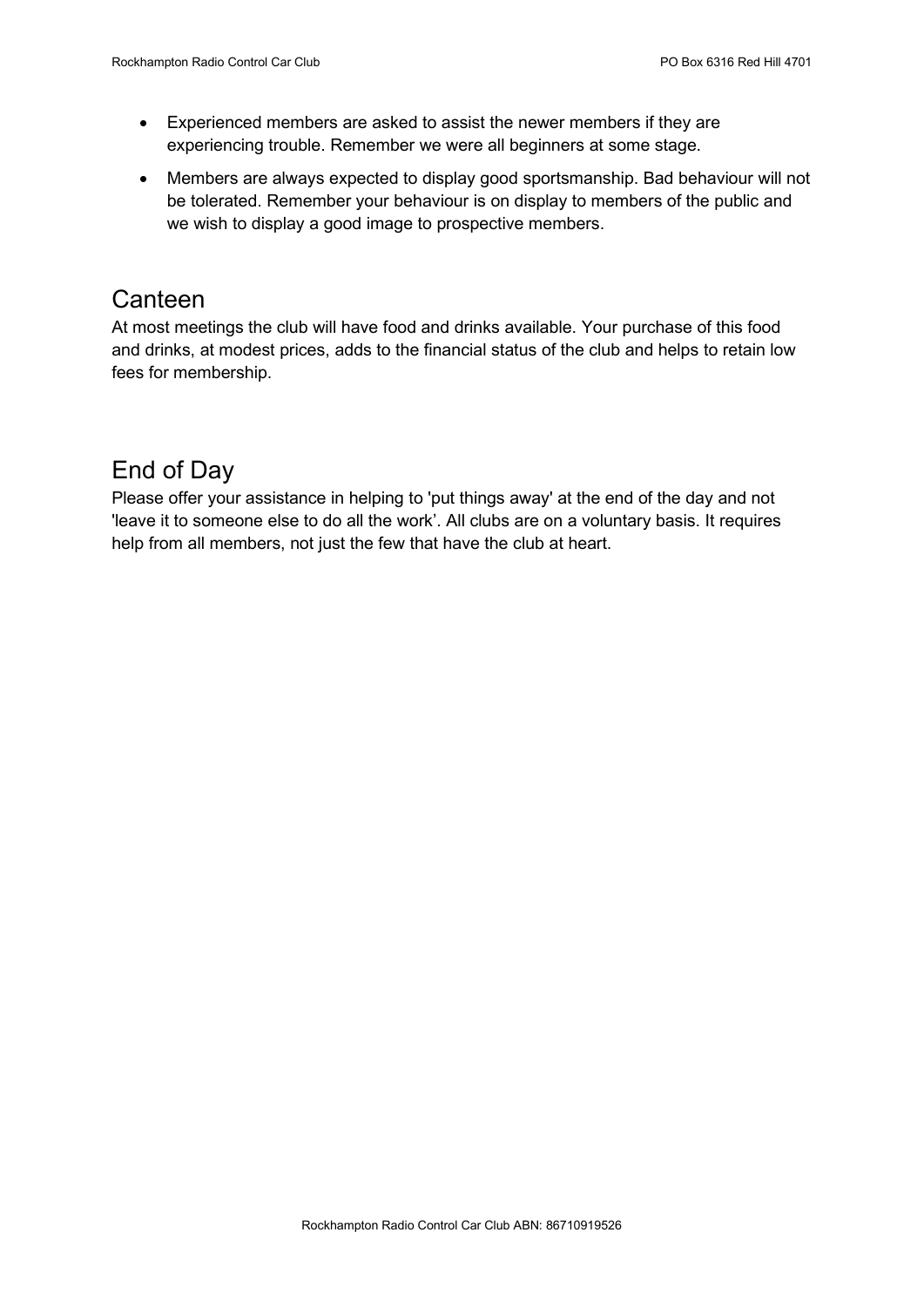- Experienced members are asked to assist the newer members if they are experiencing trouble. Remember we were all beginners at some stage.
- Members are always expected to display good sportsmanship. Bad behaviour will not be tolerated. Remember your behaviour is on display to members of the public and we wish to display a good image to prospective members.

## Canteen

At most meetings the club will have food and drinks available. Your purchase of this food and drinks, at modest prices, adds to the financial status of the club and helps to retain low fees for membership.

## End of Day

Please offer your assistance in helping to 'put things away' at the end of the day and not 'leave it to someone else to do all the work'. All clubs are on a voluntary basis. It requires help from all members, not just the few that have the club at heart.